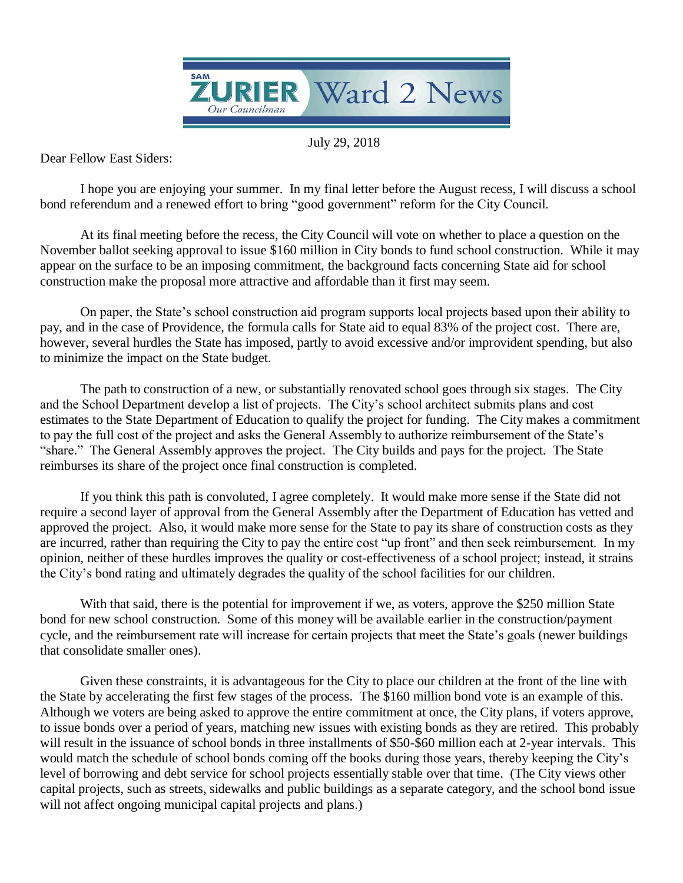# SAM ZURIER Ward 2 News

*Our Councilman*

July 29, 2018

Dear Fellow East Siders:

I hope you are enjoying your summer. In my final letter before the August recess, I will discuss a school bond referendum and a renewed effort to bring "good government" reform for the City Council.

At its final meeting before the recess, the City Council will vote on whether to place a question on the November ballot seeking approval to issue $160 million in City bonds to fund school construction. While it may appear on the surface to be an imposing commitment, the background facts concerning State aid for school construction make the proposal more attractive and affordable than it first may seem.

On paper, the State's school construction aid program supports local projects based upon their ability to pay, and in the case of Providence, the formula calls for State aid to equal 83% of the project cost. There are, however, several hurdles the State has imposed, partly to avoid excessive and/or improvident spending, but also to minimize the impact on the State budget.

The path to construction of a new, or substantially renovated school goes through six stages. The City and the School Department develop a list of projects. The City's school architect submits plans and cost estimates to the State Department of Education to qualify the project for funding. The City makes a commitment to pay the full cost of the project and asks the General Assembly to authorize reimbursement of the State's "share." The General Assembly approves the project. The City builds and pays for the project. The State reimburses its share of the project once final construction is completed.

If you think this path is convoluted, I agree completely. It would make more sense if the State did not require a second layer of approval from the General Assembly after the Department of Education has vetted and approved the project. Also, it would make more sense for the State to pay its share of construction costs as they are incurred, rather than requiring the City to pay the entire cost "up front" and then seek reimbursement. In my opinion, neither of these hurdles improves the quality or cost-effectiveness of a school project; instead, it strains the City's bond rating and ultimately degrades the quality of the school facilities for our children.

With that said, there is the potential for improvement if we, as voters, approve the $250 million State bond for new school construction. Some of this money will be available earlier in the construction/payment cycle, and the reimbursement rate will increase for certain projects that meet the State's goals (newer buildings that consolidate smaller ones).

Given these constraints, it is advantageous for the City to place our children at the front of the line with the State by accelerating the first few stages of the process. The $160 million bond vote is an example of this. Although we voters are being asked to approve the entire commitment at once, the City plans, if voters approve, to issue bonds over a period of years, matching new issues with existing bonds as they are retired. This probably will result in the issuance of school bonds in three installments of $50-$60 million each at 2-year intervals. This would match the schedule of school bonds coming off the books during those years, thereby keeping the City's level of borrowing and debt service for school projects essentially stable over that time. (The City views other capital projects, such as streets, sidewalks and public buildings as a separate category, and the school bond issue will not affect ongoing municipal capital projects and plans.)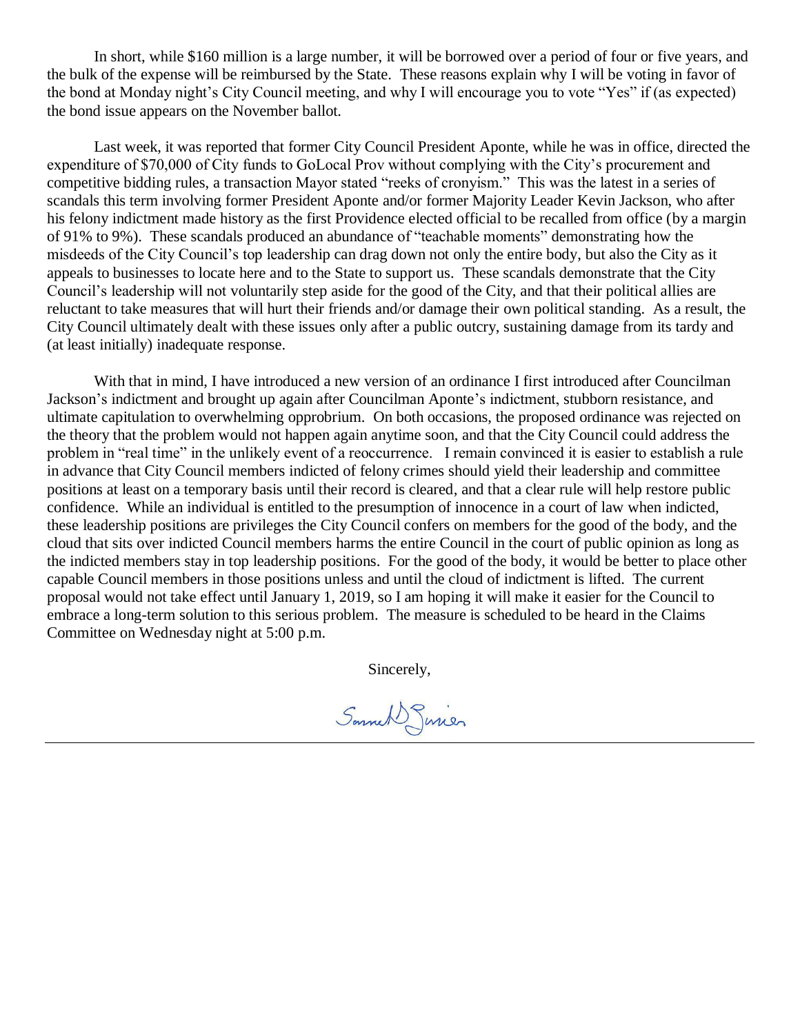In short, while $160 million is a large number, it will be borrowed over a period of four or five years, and the bulk of the expense will be reimbursed by the State. These reasons explain why I will be voting in favor of the bond at Monday night's City Council meeting, and why I will encourage you to vote "Yes" if (as expected) the bond issue appears on the November ballot.

Last week, it was reported that former City Council President Aponte, while he was in office, directed the expenditure of $70,000 of City funds to GoLocal Prov without complying with the City's procurement and competitive bidding rules, a transaction Mayor stated "reeks of cronyism." This was the latest in a series of scandals this term involving former President Aponte and/or former Majority Leader Kevin Jackson, who after his felony indictment made history as the first Providence elected official to be recalled from office (by a margin of 91% to 9%). These scandals produced an abundance of "teachable moments" demonstrating how the misdeeds of the City Council's top leadership can drag down not only the entire body, but also the City as it appeals to businesses to locate here and to the State to support us. These scandals demonstrate that the City Council's leadership will not voluntarily step aside for the good of the City, and that their political allies are reluctant to take measures that will hurt their friends and/or damage their own political standing. As a result, the City Council ultimately dealt with these issues only after a public outcry, sustaining damage from its tardy and (at least initially) inadequate response.

With that in mind, I have introduced a new version of an ordinance I first introduced after Councilman Jackson's indictment and brought up again after Councilman Aponte's indictment, stubborn resistance, and ultimate capitulation to overwhelming opprobrium. On both occasions, the proposed ordinance was rejected on the theory that the problem would not happen again anytime soon, and that the City Council could address the problem in "real time" in the unlikely event of a reoccurrence. I remain convinced it is easier to establish a rule in advance that City Council members indicted of felony crimes should yield their leadership and committee positions at least on a temporary basis until their record is cleared, and that a clear rule will help restore public confidence. While an individual is entitled to the presumption of innocence in a court of law when indicted, these leadership positions are privileges the City Council confers on members for the good of the body, and the cloud that sits over indicted Council members harms the entire Council in the court of public opinion as long as the indicted members stay in top leadership positions. For the good of the body, it would be better to place other capable Council members in those positions unless and until the cloud of indictment is lifted. The current proposal would not take effect until January 1, 2019, so I am hoping it will make it easier for the Council to embrace a long-term solution to this serious problem. The measure is scheduled to be heard in the Claims Committee on Wednesday night at 5:00 p.m.

Sincerely,

Samuel D Zurier